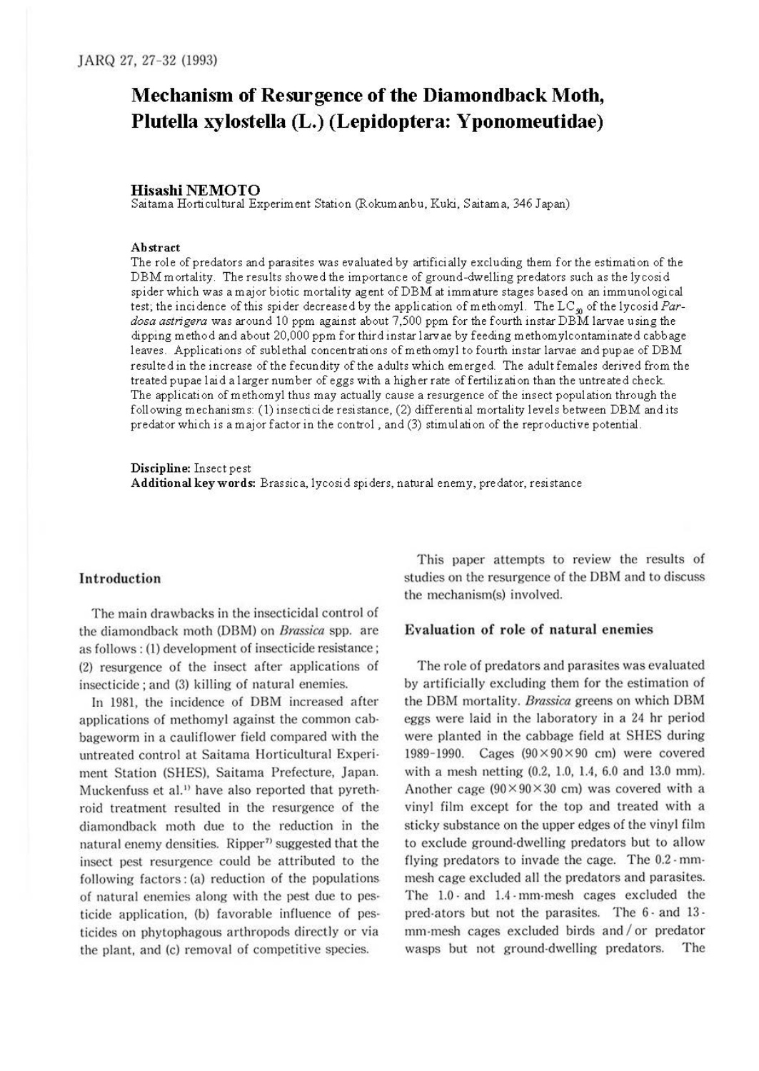# Mechanism of Resurgence of the Diamondback Moth, Plutella xylostella (L.) (Lepidoptera: Yponomeutidae)

**Hisashi NEMOTO**

Saitama Horticultural Experiment Station (Rokumanbu, Kuki, Saitama, 346 Japan)

**Abstract**

The role of predators and parasites was evaluated by artificially excluding them for the estimation of the DBM mortality. The results showed the importance of ground-dwelling predators such as the lycosid spider which was a major biotic mortality agent of DBM at immature stages based on an immunological test; the incidence of this spider decreased by the application of methomyl. The $LC_{50}$ of the lycosid *Pardosa astrigera* was around 10 ppm against about 7,500 ppm for the fourth instar DBM larvae using the dipping method and about 20,000 ppm for third instar larvae by feeding methomylcontaminated cabbage leaves. Applications of sublethal concentrations of methomyl to fourth instar larvae and pupae of DBM resulted in the increase of the fecundity of the adults which emerged. The adult females derived from the treated pupae laid a larger number of eggs with a higher rate of fertilization than the untreated check. The application of methomyl thus may actually cause a resurgence of the insect population through the following mechanisms: (1) insecticide resistance, (2) differential mortality levels between DBM and its predator which is a major factor in the control, and (3) stimulation of the reproductive potential.

**Discipline:** Insect pest

**Additional key words:** Brassica, lycosid spiders, natural enemy, predator, resistance

## Introduction

The main drawbacks in the insecticidal control of the diamondback moth (DBM) on *Brassica* spp. are as follows: (1) development of insecticide resistance; (2) resurgence of the insect after applications of insecticide; and (3) killing of natural enemies.

In 1981, the incidence of DBM increased after applications of methomyl against the common cabbageworm in a cauliflower field compared with the untreated control at Saitama Horticultural Experiment Station (SHES), Saitama Prefecture, Japan. Muckenfuss et al.[1] have also reported that pyrethroid treatment resulted in the resurgence of the diamondback moth due to the reduction in the natural enemy densities. Ripper[7] suggested that the insect pest resurgence could be attributed to the following factors: (a) reduction of the populations of natural enemies along with the pest due to pesticide application, (b) favorable influence of pesticides on phytophagous arthropods directly or via the plant, and (c) removal of competitive species.

This paper attempts to review the results of studies on the resurgence of the DBM and to discuss the mechanism(s) involved.

## Evaluation of role of natural enemies

The role of predators and parasites was evaluated by artificially excluding them for the estimation of the DBM mortality. *Brassica* greens on which DBM eggs were laid in the laboratory in a 24 hr period were planted in the cabbage field at SHES during 1989-1990. Cages (90×90×90 cm) were covered with a mesh netting (0.2, 1.0, 1.4, 6.0 and 13.0 mm). Another cage (90×90×30 cm) was covered with a vinyl film except for the top and treated with a sticky substance on the upper edges of the vinyl film to exclude ground-dwelling predators but to allow flying predators to invade the cage. The 0.2-mm-mesh cage excluded all the predators and parasites. The 1.0- and 1.4-mm-mesh cages excluded the pred-ators but not the parasites. The 6- and 13-mm-mesh cages excluded birds and/or predator wasps but not ground-dwelling predators. The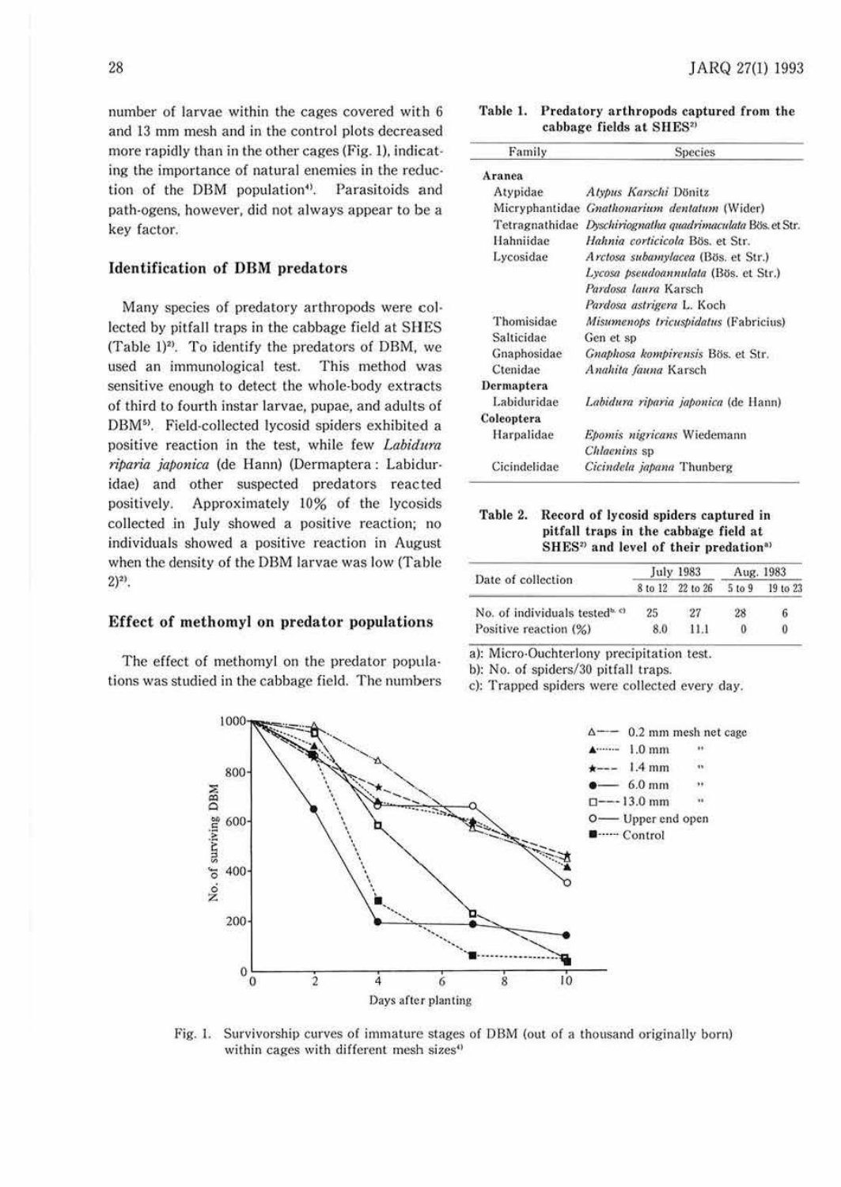number of larvae within the cages covered with 6 and 13 mm mesh and in the control plots decreased more rapidly than in the other cages (Fig. 1), indicating the importance of natural enemies in the reduction of the DBM population[4]. Parasitoids and path-ogens, however, did not always appear to be a key factor.

## Identification of DBM predators

Many species of predatory arthropods were collected by pitfall traps in the cabbage field at SHES (Table 1)[2]. To identify the predators of DBM, we used an immunological test. This method was sensitive enough to detect the whole-body extracts of third to fourth instar larvae, pupae, and adults of DBM[5]. Field-collected lycosid spiders exhibited a positive reaction in the test, while few *Labidura riparia japonica* (de Hann) (Dermaptera: Labiduridae) and other suspected predators reacted positively. Approximately 10% of the lycosids collected in July showed a positive reaction; no individuals showed a positive reaction in August when the density of the DBM larvae was low (Table 2)[2].

## Effect of methomyl on predator populations

The effect of methomyl on the predator populations was studied in the cabbage field. The numbers

**Table 1. Predatory arthropods captured from the cabbage fields at SHES[2]**

| Family | Species |
|---|---|
| **Aranea** | |
| Atypidae | *Atypus Karschi* Dönitz |
| Micryphantidae | *Gnathonarium dentatum* (Wider) |
| Tetragnathidae | *Dyschiriognatha quadrimaculata* Bös. et Str. |
| Hahniidae | *Hahnia corticicola* Bös. et Str. |
| Lycosidae | *Arctosa subamylacea* (Bös. et Str.) |
| | *Lycosa pseudoannulata* (Bös. et Str.) |
| | *Pardosa laura* Karsch |
| | *Pardosa astrigera* L. Koch |
| Thomisidae | *Misumenops tricuspidatus* (Fabricius) |
| Salticidae | Gen et sp |
| Gnaphosidae | *Gnaphosa kompirensis* Bös. et Str. |
| Ctenidae | *Anahita fauna* Karsch |
| **Dermaptera** | |
| Labiduridae | *Labidura riparia japonica* (de Hann) |
| **Coleoptera** | |
| Harpalidae | *Epomis nigricans* Wiedemann |
| | *Chlaenius* sp |
| Cicindelidae | *Cicindela japana* Thunberg |

**Table 2. Record of lycosid spiders captured in pitfall traps in the cabbage field at SHES[2] and level of their predation[a]**

| Date of collection | July 1983 | | Aug. 1983 | |
|---|---|---|---|---|
| | 8 to 12 | 22 to 26 | 5 to 9 | 19 to 23 |
| No. of individuals tested[b, c] | 25 | 27 | 28 | 6 |
| Positive reaction (%) | 8.0 | 11.1 | 0 | 0 |

a): Micro-Ouchterlony precipitation test.
b): No. of spiders/30 pitfall traps.
c): Trapped spiders were collected every day.

Fig. 1. Survivorship curves of immature stages of DBM (out of a thousand originally born) within cages with different mesh sizes[4]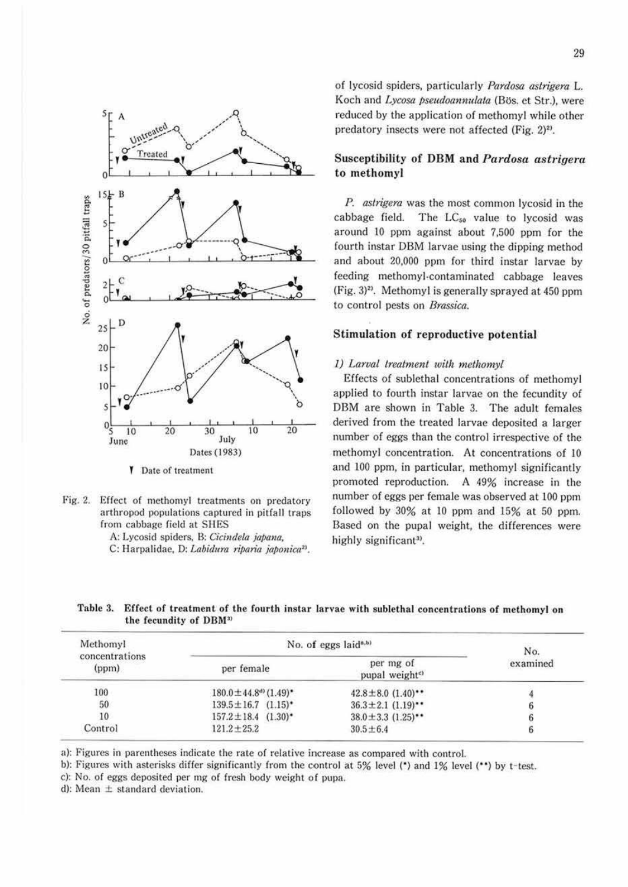Fig. 2. Effect of methomyl treatments on predatory arthropod populations captured in pitfall traps from cabbage field at SHES
A: Lycosid spiders, B: *Cicindela japana*,
C: Harpalidae, D: *Labidura riparia japonica*[2].

of lycosid spiders, particularly *Pardosa astrigera* L. Koch and *Lycosa pseudoannulata* (Bös. et Str.), were reduced by the application of methomyl while other predatory insects were not affected (Fig. 2)[2].

## Susceptibility of DBM and *Pardosa astrigera* to methomyl

*P. astrigera* was the most common lycosid in the cabbage field. The $LC_{50}$ value to lycosid was around 10 ppm against about 7,500 ppm for the fourth instar DBM larvae using the dipping method and about 20,000 ppm for third instar larvae by feeding methomyl-contaminated cabbage leaves (Fig. 3)[2]. Methomyl is generally sprayed at 450 ppm to control pests on *Brassica*.

## Stimulation of reproductive potential

### *1) Larval treatment with methomyl*

Effects of sublethal concentrations of methomyl applied to fourth instar larvae on the fecundity of DBM are shown in Table 3. The adult females derived from the treated larvae deposited a larger number of eggs than the control irrespective of the methomyl concentration. At concentrations of 10 and 100 ppm, in particular, methomyl significantly promoted reproduction. A 49% increase in the number of eggs per female was observed at 100 ppm followed by 30% at 10 ppm and 15% at 50 ppm. Based on the pupal weight, the differences were highly significant[3].

**Table 3. Effect of treatment of the fourth instar larvae with sublethal concentrations of methomyl on the fecundity of DBM[3]**

| Methomyl concentrations (ppm) | No. of eggs laid[a,b] | | No. examined |
|---|---|---|---|
| | per female | per mg of pupal weight[c] | |
| 100 | 180.0±44.8[d] (1.49)* | 42.8±8.0 (1.40)** | 4 |
| 50 | 139.5±16.7 (1.15)* | 36.3±2.1 (1.19)** | 6 |
| 10 | 157.2±18.4 (1.30)* | 38.0±3.3 (1.25)** | 6 |
| Control | 121.2±25.2 | 30.5±6.4 | 6 |

a): Figures in parentheses indicate the rate of relative increase as compared with control.
b): Figures with asterisks differ significantly from the control at 5% level (*) and 1% level (**) by t-test.
c): No. of eggs deposited per mg of fresh body weight of pupa.
d): Mean ± standard deviation.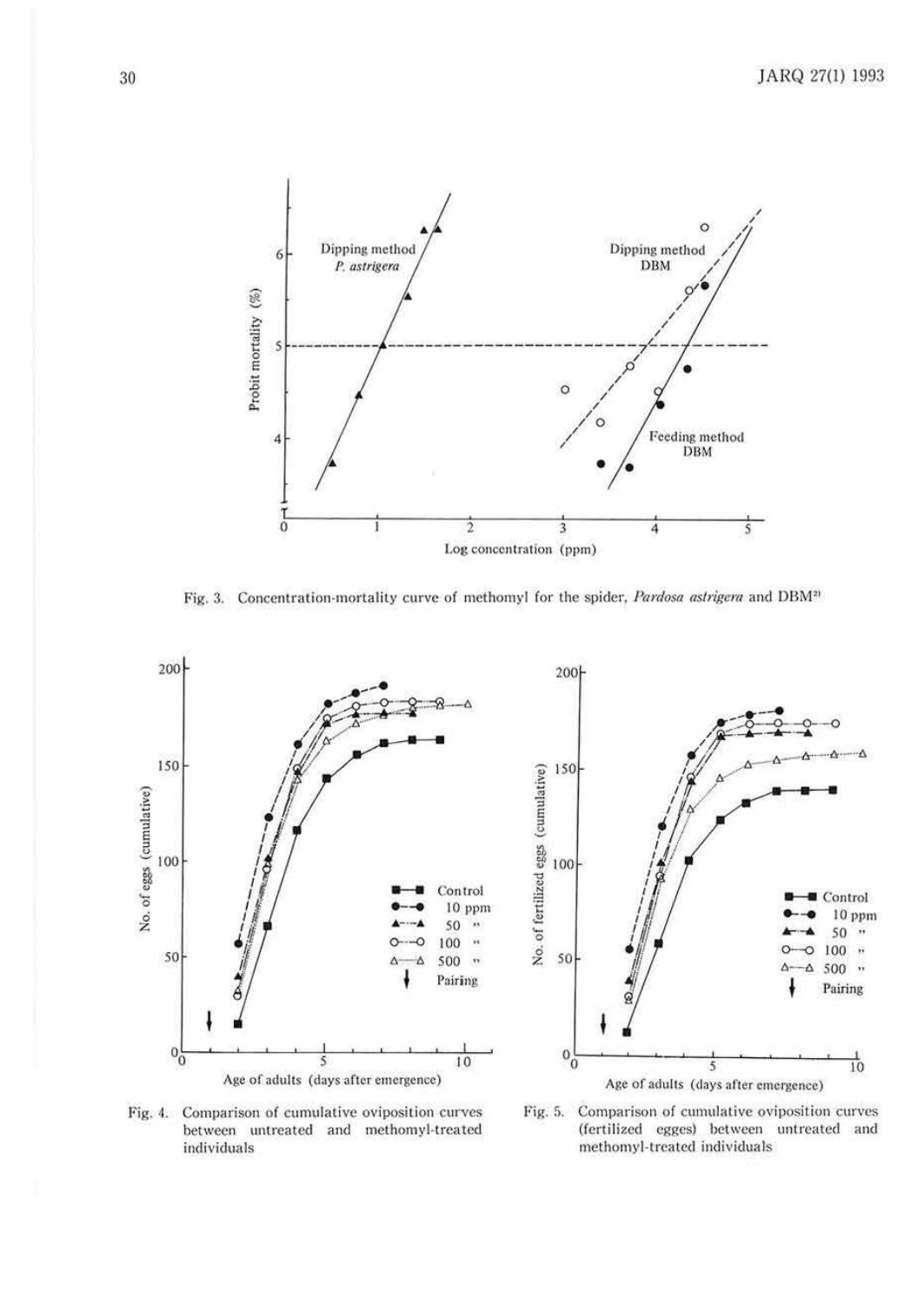Fig. 3. Concentration-mortality curve of methomyl for the spider, *Pardosa astrigera* and DBM[2]

Fig. 4. Comparison of cumulative oviposition curves between untreated and methomyl-treated individuals

Fig. 5. Comparison of cumulative oviposition curves (fertilized egges) between untreated and methomyl-treated individuals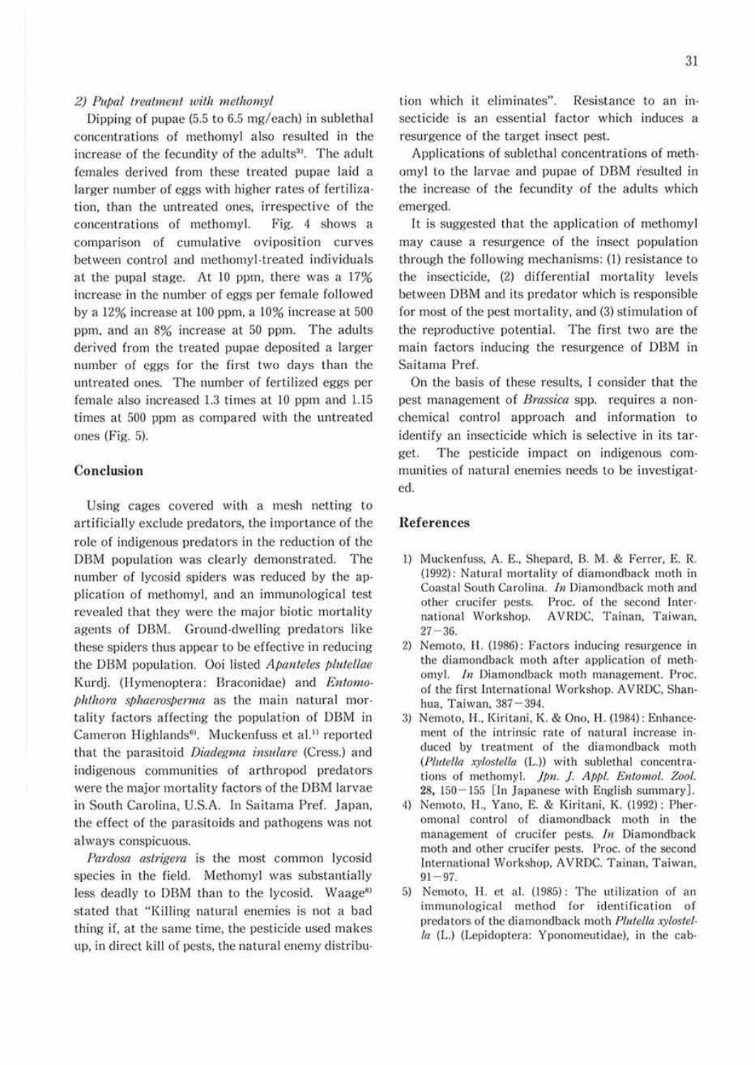*2) Pupal treatment with methomyl*

Dipping of pupae (5.5 to 6.5 mg/each) in sublethal concentrations of methomyl also resulted in the increase of the fecundity of the adults[3]. The adult females derived from these treated pupae laid a larger number of eggs with higher rates of fertilization, than the untreated ones, irrespective of the concentrations of methomyl. Fig. 4 shows a comparison of cumulative oviposition curves between control and methomyl-treated individuals at the pupal stage. At 10 ppm, there was a 17% increase in the number of eggs per female followed by a 12% increase at 100 ppm, a 10% increase at 500 ppm, and an 8% increase at 50 ppm. The adults derived from the treated pupae deposited a larger number of eggs for the first two days than the untreated ones. The number of fertilized eggs per female also increased 1.3 times at 10 ppm and 1.15 times at 500 ppm as compared with the untreated ones (Fig. 5).

## Conclusion

Using cages covered with a mesh netting to artificially exclude predators, the importance of the role of indigenous predators in the reduction of the DBM population was clearly demonstrated. The number of lycosid spiders was reduced by the application of methomyl, and an immunological test revealed that they were the major biotic mortality agents of DBM. Ground-dwelling predators like these spiders thus appear to be effective in reducing the DBM population. Ooi listed *Apanteles plutellae* Kurdj. (Hymenoptera: Braconidae) and *Entomophthora sphaerosperma* as the main natural mortality factors affecting the population of DBM in Cameron Highlands[6]. Muckenfuss et al.[1] reported that the parasitoid *Diadegma insulare* (Cress.) and indigenous communities of arthropod predators were the major mortality factors of the DBM larvae in South Carolina, U.S.A. In Saitama Pref. Japan, the effect of the parasitoids and pathogens was not always conspicuous.

*Pardosa astrigera* is the most common lycosid species in the field. Methomyl was substantially less deadly to DBM than to the lycosid. Waage[8] stated that "Killing natural enemies is not a bad thing if, at the same time, the pesticide used makes up, in direct kill of pests, the natural enemy distribution which it eliminates". Resistance to an insecticide is an essential factor which induces a resurgence of the target insect pest.

Applications of sublethal concentrations of methomyl to the larvae and pupae of DBM resulted in the increase of the fecundity of the adults which emerged.

It is suggested that the application of methomyl may cause a resurgence of the insect population through the following mechanisms: (1) resistance to the insecticide, (2) differential mortality levels between DBM and its predator which is responsible for most of the pest mortality, and (3) stimulation of the reproductive potential. The first two are the main factors inducing the resurgence of DBM in Saitama Pref.

On the basis of these results, I consider that the pest management of *Brassica* spp. requires a non-chemical control approach and information to identify an insecticide which is selective in its target. The pesticide impact on indigenous communities of natural enemies needs to be investigated.

## References

1) Muckenfuss, A. E., Shepard, B. M. & Ferrer, E. R. (1992): Natural mortality of diamondback moth in Coastal South Carolina. *In* Diamondback moth and other crucifer pests. Proc. of the second International Workshop. AVRDC, Tainan, Taiwan, 27−36.

2) Nemoto, H. (1986): Factors inducing resurgence in the diamondback moth after application of methomyl. *In* Diamondback moth management. Proc. of the first International Workshop. AVRDC, Shanhua, Taiwan, 387−394.

3) Nemoto, H., Kiritani, K. & Ono, H. (1984): Enhancement of the intrinsic rate of natural increase induced by treatment of the diamondback moth (*Plutella xylostella* (L.)) with sublethal concentrations of methomyl. *Jpn. J. Appl. Entomol. Zool.* **28**, 150−155 [In Japanese with English summary].

4) Nemoto, H., Yano, E. & Kiritani, K. (1992): Pheromonal control of diamondback moth in the management of crucifer pests. *In* Diamondback moth and other crucifer pests. Proc. of the second International Workshop, AVRDC. Tainan, Taiwan, 91−97.

5) Nemoto, H. et al. (1985): The utilization of an immunological method for identification of predators of the diamondback moth *Plutella xylostella* (L.) (Lepidoptera: Yponomeutidae), in the cab-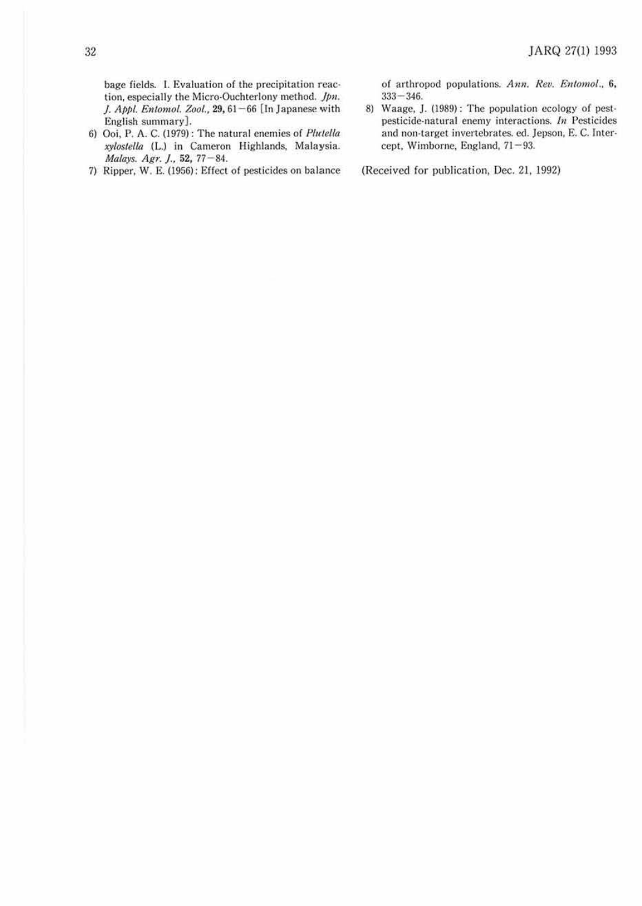bage fields. I. Evaluation of the precipitation reaction, especially the Micro-Ouchterlony method. *Jpn. J. Appl. Entomol. Zool.*, **29**, 61–66 [In Japanese with English summary].

6) Ooi, P. A. C. (1979): The natural enemies of *Plutella xylostella* (L.) in Cameron Highlands, Malaysia. *Malays. Agr. J.*, **52**, 77–84.

7) Ripper, W. E. (1956): Effect of pesticides on balance of arthropod populations. *Ann. Rev. Entomol.*, **6**, 333–346.

8) Waage, J. (1989): The population ecology of pest-pesticide-natural enemy interactions. *In* Pesticides and non-target invertebrates. ed. Jepson, E. C. Intercept, Wimborne, England, 71–93.

(Received for publication, Dec. 21, 1992)